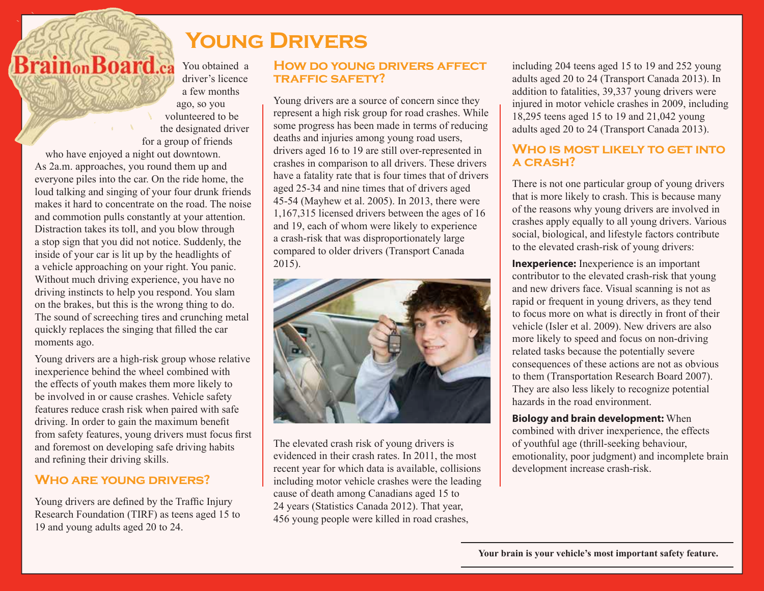# Young Drivers

You obtained a driver's licence a few months ago, so you volunteered to be the designated driver for a group of friends who have enjoyed a night out downtown. As 2a.m. approaches, you round them up and everyone piles into the car. On the ride home, the loud talking and singing of your four drunk friends makes it hard to concentrate on the road. The noise and commotion pulls constantly at your attention. Distraction takes its toll, and you blow through a stop sign that you did not notice. Suddenly, the inside of your car is lit up by the headlights of a vehicle approaching on your right. You panic. Without much driving experience, you have no driving instincts to help you respond. You slam on the brakes, but this is the wrong thing to do. The sound of screeching tires and crunching metal quickly replaces the singing that filled the car moments ago.

Young drivers are a high-risk group whose relative inexperience behind the wheel combined with the effects of youth makes them more likely to be involved in or cause crashes. Vehicle safety features reduce crash risk when paired with safe driving. In order to gain the maximum benefit from safety features, young drivers must focus first and foremost on developing safe driving habits and refining their driving skills.

## Who are young drivers?

Young drivers are defined by the Traffic Injury Research Foundation (TIRF) as teens aged 15 to 19 and young adults aged 20 to 24.

## How do young drivers affect traffic safety?

Young drivers are a source of concern since they represent a high risk group for road crashes. While some progress has been made in terms of reducing deaths and injuries among young road users, drivers aged 16 to 19 are still over-represented in crashes in comparison to all drivers. These drivers have a fatality rate that is four times that of drivers aged 25-34 and nine times that of drivers aged 45-54 (Mayhew et al. 2005). In 2013, there were 1,167,315 licensed drivers between the ages of 16 and 19, each of whom were likely to experience a crash-risk that was disproportionately large compared to older drivers (Transport Canada 2015).

The elevated crash risk of young drivers is evidenced in their crash rates. In 2011, the most recent year for which data is available, collisions including motor vehicle crashes were the leading cause of death among Canadians aged 15 to 24 years (Statistics Canada 2012). That year, 456 young people were killed in road crashes, including 204 teens aged 15 to 19 and 252 young adults aged 20 to 24 (Transport Canada 2013). In addition to fatalities, 39,337 young drivers were injured in motor vehicle crashes in 2009, including 18,295 teens aged 15 to 19 and 21,042 young adults aged 20 to 24 (Transport Canada 2013).

## Who is most likely to get into a crash?

There is not one particular group of young drivers that is more likely to crash. This is because many of the reasons why young drivers are involved in crashes apply equally to all young drivers. Various social, biological, and lifestyle factors contribute to the elevated crash-risk of young drivers:

**Inexperience:** Inexperience is an important contributor to the elevated crash-risk that young and new drivers face. Visual scanning is not as rapid or frequent in young drivers, as they tend to focus more on what is directly in front of their vehicle (Isler et al. 2009). New drivers are also more likely to speed and focus on non-driving related tasks because the potentially severe consequences of these actions are not as obvious to them (Transportation Research Board 2007). They are also less likely to recognize potential hazards in the road environment.

**Biology and brain development:** When combined with driver inexperience, the effects of youthful age (thrill-seeking behaviour, emotionality, poor judgment) and incomplete brain development increase crash-risk.

**Your brain is your vehicle's most important safety feature.**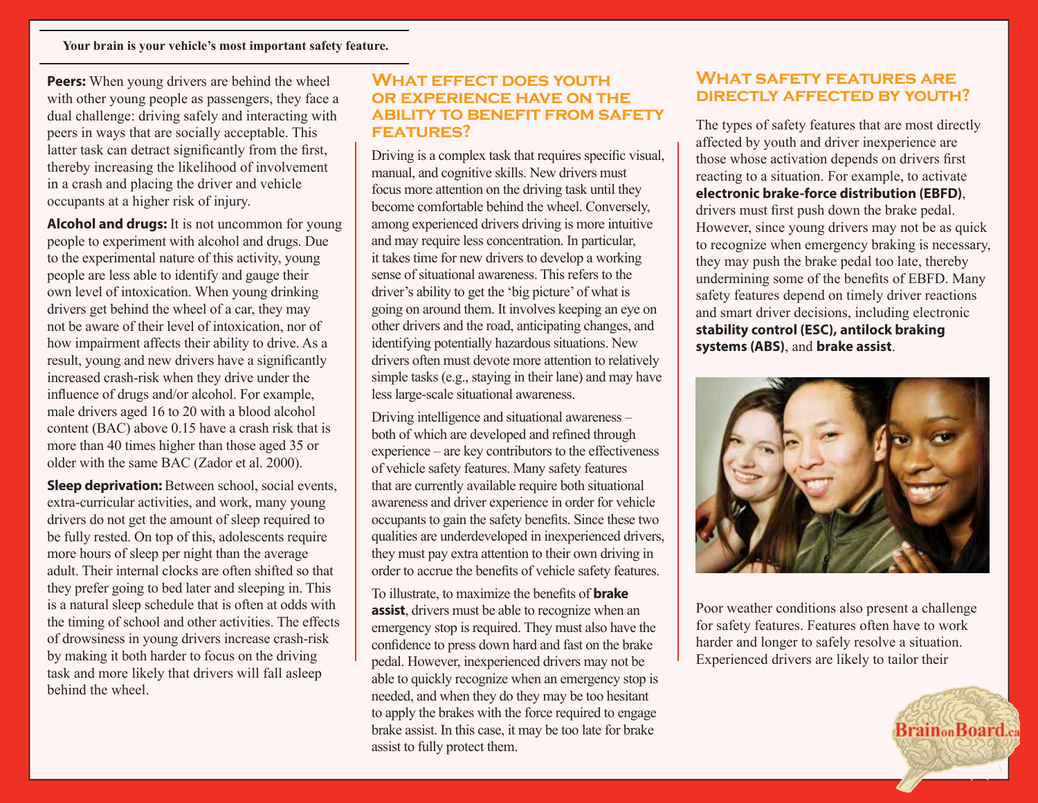**Your brain is your vehicle's most important safety feature.**

**Peers:** When young drivers are behind the wheel with other young people as passengers, they face a dual challenge: driving safely and interacting with peers in ways that are socially acceptable. This latter task can detract significantly from the first, thereby increasing the likelihood of involvement in a crash and placing the driver and vehicle occupants at a higher risk of injury.

**Alcohol and drugs:** It is not uncommon for young people to experiment with alcohol and drugs. Due to the experimental nature of this activity, young people are less able to identify and gauge their own level of intoxication. When young drinking drivers get behind the wheel of a car, they may not be aware of their level of intoxication, nor of how impairment affects their ability to drive. As a result, young and new drivers have a significantly increased crash-risk when they drive under the influence of drugs and/or alcohol. For example, male drivers aged 16 to 20 with a blood alcohol content (BAC) above 0.15 have a crash risk that is more than 40 times higher than those aged 35 or older with the same BAC (Zador et al. 2000).

**Sleep deprivation:** Between school, social events, extra-curricular activities, and work, many young drivers do not get the amount of sleep required to be fully rested. On top of this, adolescents require more hours of sleep per night than the average adult. Their internal clocks are often shifted so that they prefer going to bed later and sleeping in. This is a natural sleep schedule that is often at odds with the timing of school and other activities. The effects of drowsiness in young drivers increase crash-risk by making it both harder to focus on the driving task and more likely that drivers will fall asleep behind the wheel.

## What effect does youth or experience have on the ability to benefit from safety features?

Driving is a complex task that requires specific visual, manual, and cognitive skills. New drivers must focus more attention on the driving task until they become comfortable behind the wheel. Conversely, among experienced drivers driving is more intuitive and may require less concentration. In particular, it takes time for new drivers to develop a working sense of situational awareness. This refers to the driver's ability to get the 'big picture' of what is going on around them. It involves keeping an eye on other drivers and the road, anticipating changes, and identifying potentially hazardous situations. New drivers often must devote more attention to relatively simple tasks (e.g., staying in their lane) and may have less large-scale situational awareness.

Driving intelligence and situational awareness – both of which are developed and refined through experience – are key contributors to the effectiveness of vehicle safety features. Many safety features that are currently available require both situational awareness and driver experience in order for vehicle occupants to gain the safety benefits. Since these two qualities are underdeveloped in inexperienced drivers, they must pay extra attention to their own driving in order to accrue the benefits of vehicle safety features.

To illustrate, to maximize the benefits of **brake assist**, drivers must be able to recognize when an emergency stop is required. They must also have the confidence to press down hard and fast on the brake pedal. However, inexperienced drivers may not be able to quickly recognize when an emergency stop is needed, and when they do they may be too hesitant to apply the brakes with the force required to engage brake assist. In this case, it may be too late for brake assist to fully protect them.

## What safety features are directly affected by youth?

The types of safety features that are most directly affected by youth and driver inexperience are those whose activation depends on drivers first reacting to a situation. For example, to activate **electronic brake-force distribution (EBFD)**, drivers must first push down the brake pedal. However, since young drivers may not be as quick to recognize when emergency braking is necessary, they may push the brake pedal too late, thereby undermining some of the benefits of EBFD. Many safety features depend on timely driver reactions and smart driver decisions, including electronic **stability control (ESC), antilock braking systems (ABS)**, and **brake assist**.

Poor weather conditions also present a challenge for safety features. Features often have to work harder and longer to safely resolve a situation. Experienced drivers are likely to tailor their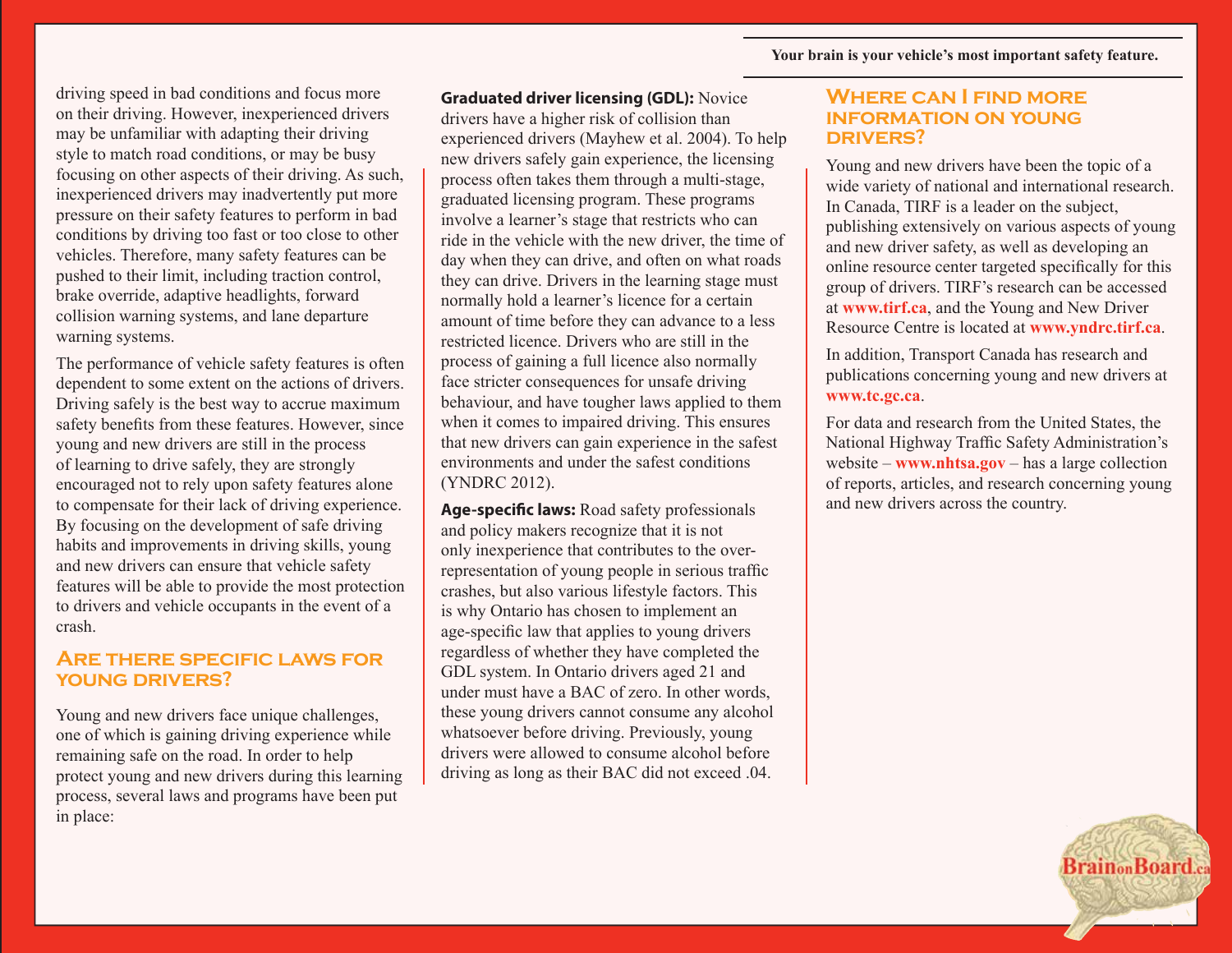driving speed in bad conditions and focus more on their driving. However, inexperienced drivers may be unfamiliar with adapting their driving style to match road conditions, or may be busy focusing on other aspects of their driving. As such, inexperienced drivers may inadvertently put more pressure on their safety features to perform in bad conditions by driving too fast or too close to other vehicles. Therefore, many safety features can be pushed to their limit, including traction control, brake override, adaptive headlights, forward collision warning systems, and lane departure warning systems.

The performance of vehicle safety features is often dependent to some extent on the actions of drivers. Driving safely is the best way to accrue maximum safety benefits from these features. However, since young and new drivers are still in the process of learning to drive safely, they are strongly encouraged not to rely upon safety features alone to compensate for their lack of driving experience. By focusing on the development of safe driving habits and improvements in driving skills, young and new drivers can ensure that vehicle safety features will be able to provide the most protection to drivers and vehicle occupants in the event of a crash.

## Are there specific laws for young drivers?

Young and new drivers face unique challenges, one of which is gaining driving experience while remaining safe on the road. In order to help protect young and new drivers during this learning process, several laws and programs have been put in place:

**Graduated driver licensing (GDL):** Novice drivers have a higher risk of collision than experienced drivers (Mayhew et al. 2004). To help new drivers safely gain experience, the licensing process often takes them through a multi-stage, graduated licensing program. These programs involve a learner's stage that restricts who can ride in the vehicle with the new driver, the time of day when they can drive, and often on what roads they can drive. Drivers in the learning stage must normally hold a learner's licence for a certain amount of time before they can advance to a less restricted licence. Drivers who are still in the process of gaining a full licence also normally face stricter consequences for unsafe driving behaviour, and have tougher laws applied to them when it comes to impaired driving. This ensures that new drivers can gain experience in the safest environments and under the safest conditions (YNDRC 2012).

**Age-specific laws:** Road safety professionals and policy makers recognize that it is not only inexperience that contributes to the over-representation of young people in serious traffic crashes, but also various lifestyle factors. This is why Ontario has chosen to implement an age-specific law that applies to young drivers regardless of whether they have completed the GDL system. In Ontario drivers aged 21 and under must have a BAC of zero. In other words, these young drivers cannot consume any alcohol whatsoever before driving. Previously, young drivers were allowed to consume alcohol before driving as long as their BAC did not exceed .04.

## Where can I find more information on young drivers?

Young and new drivers have been the topic of a wide variety of national and international research. In Canada, TIRF is a leader on the subject, publishing extensively on various aspects of young and new driver safety, as well as developing an online resource center targeted specifically for this group of drivers. TIRF's research can be accessed at **www.tirf.ca**, and the Young and New Driver Resource Centre is located at **www.yndrc.tirf.ca**.

In addition, Transport Canada has research and publications concerning young and new drivers at **www.tc.gc.ca**.

For data and research from the United States, the National Highway Traffic Safety Administration's website – **www.nhtsa.gov** – has a large collection of reports, articles, and research concerning young and new drivers across the country.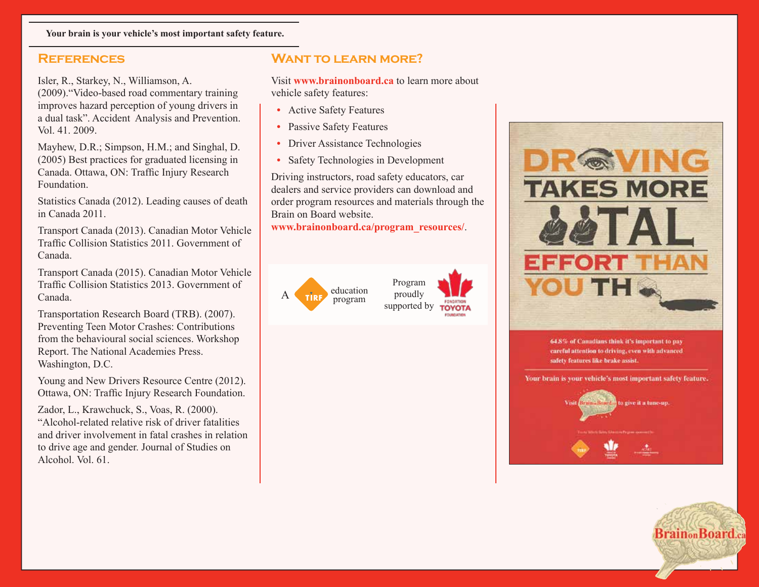**Your brain is your vehicle's most important safety feature.**

## References

Isler, R., Starkey, N., Williamson, A. (2009)."Video-based road commentary training improves hazard perception of young drivers in a dual task". Accident Analysis and Prevention. Vol. 41. 2009.

Mayhew, D.R.; Simpson, H.M.; and Singhal, D. (2005) Best practices for graduated licensing in Canada. Ottawa, ON: Traffic Injury Research Foundation.

Statistics Canada (2012). Leading causes of death in Canada 2011.

Transport Canada (2013). Canadian Motor Vehicle Traffic Collision Statistics 2011. Government of Canada.

Transport Canada (2015). Canadian Motor Vehicle Traffic Collision Statistics 2013. Government of Canada.

Transportation Research Board (TRB). (2007). Preventing Teen Motor Crashes: Contributions from the behavioural social sciences. Workshop Report. The National Academies Press. Washington, D.C.

Young and New Drivers Resource Centre (2012). Ottawa, ON: Traffic Injury Research Foundation.

Zador, L., Krawchuck, S., Voas, R. (2000). "Alcohol-related relative risk of driver fatalities and driver involvement in fatal crashes in relation to drive age and gender. Journal of Studies on Alcohol. Vol. 61.

## Want to learn more?

Visit **www.brainonboard.ca** to learn more about vehicle safety features:

- Active Safety Features
- Passive Safety Features
- Driver Assistance Technologies
- Safety Technologies in Development

Driving instructors, road safety educators, car dealers and service providers can download and order program resources and materials through the Brain on Board website. **www.brainonboard.ca/program_resources/**.

A TIRF education program

Program proudly supported by Fondation Toyota Foundation

DRIVING TAKES MORE MENTAL EFFORT THAN YOU THINK

64.8% of Canadians think it's important to pay careful attention to driving, even with advanced safety features like brake assist.

Your brain is your vehicle's most important safety feature.

Visit BrainonBoard.ca to give it a tune-up.

BrainonBoard.ca